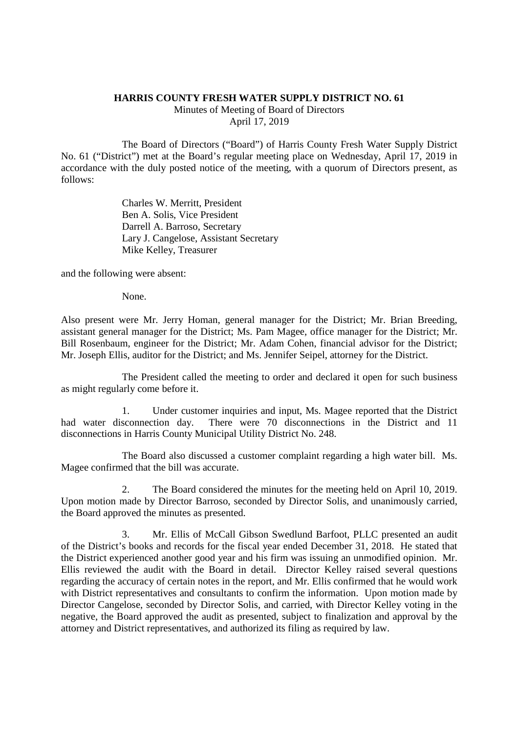**HARRIS COUNTY FRESH WATER SUPPLY DISTRICT NO. 61**

Minutes of Meeting of Board of Directors

April 17, 2019

The Board of Directors ("Board") of Harris County Fresh Water Supply District No. 61 ("District") met at the Board's regular meeting place on Wednesday, April 17, 2019 in accordance with the duly posted notice of the meeting, with a quorum of Directors present, as follows:

Charles W. Merritt, President
Ben A. Solis, Vice President
Darrell A. Barroso, Secretary
Lary J. Cangelose, Assistant Secretary
Mike Kelley, Treasurer

and the following were absent:

None.

Also present were Mr. Jerry Homan, general manager for the District; Mr. Brian Breeding, assistant general manager for the District; Ms. Pam Magee, office manager for the District; Mr. Bill Rosenbaum, engineer for the District; Mr. Adam Cohen, financial advisor for the District; Mr. Joseph Ellis, auditor for the District; and Ms. Jennifer Seipel, attorney for the District.

The President called the meeting to order and declared it open for such business as might regularly come before it.

1. Under customer inquiries and input, Ms. Magee reported that the District had water disconnection day. There were 70 disconnections in the District and 11 disconnections in Harris County Municipal Utility District No. 248.

The Board also discussed a customer complaint regarding a high water bill. Ms. Magee confirmed that the bill was accurate.

2. The Board considered the minutes for the meeting held on April 10, 2019. Upon motion made by Director Barroso, seconded by Director Solis, and unanimously carried, the Board approved the minutes as presented.

3. Mr. Ellis of McCall Gibson Swedlund Barfoot, PLLC presented an audit of the District's books and records for the fiscal year ended December 31, 2018. He stated that the District experienced another good year and his firm was issuing an unmodified opinion. Mr. Ellis reviewed the audit with the Board in detail. Director Kelley raised several questions regarding the accuracy of certain notes in the report, and Mr. Ellis confirmed that he would work with District representatives and consultants to confirm the information. Upon motion made by Director Cangelose, seconded by Director Solis, and carried, with Director Kelley voting in the negative, the Board approved the audit as presented, subject to finalization and approval by the attorney and District representatives, and authorized its filing as required by law.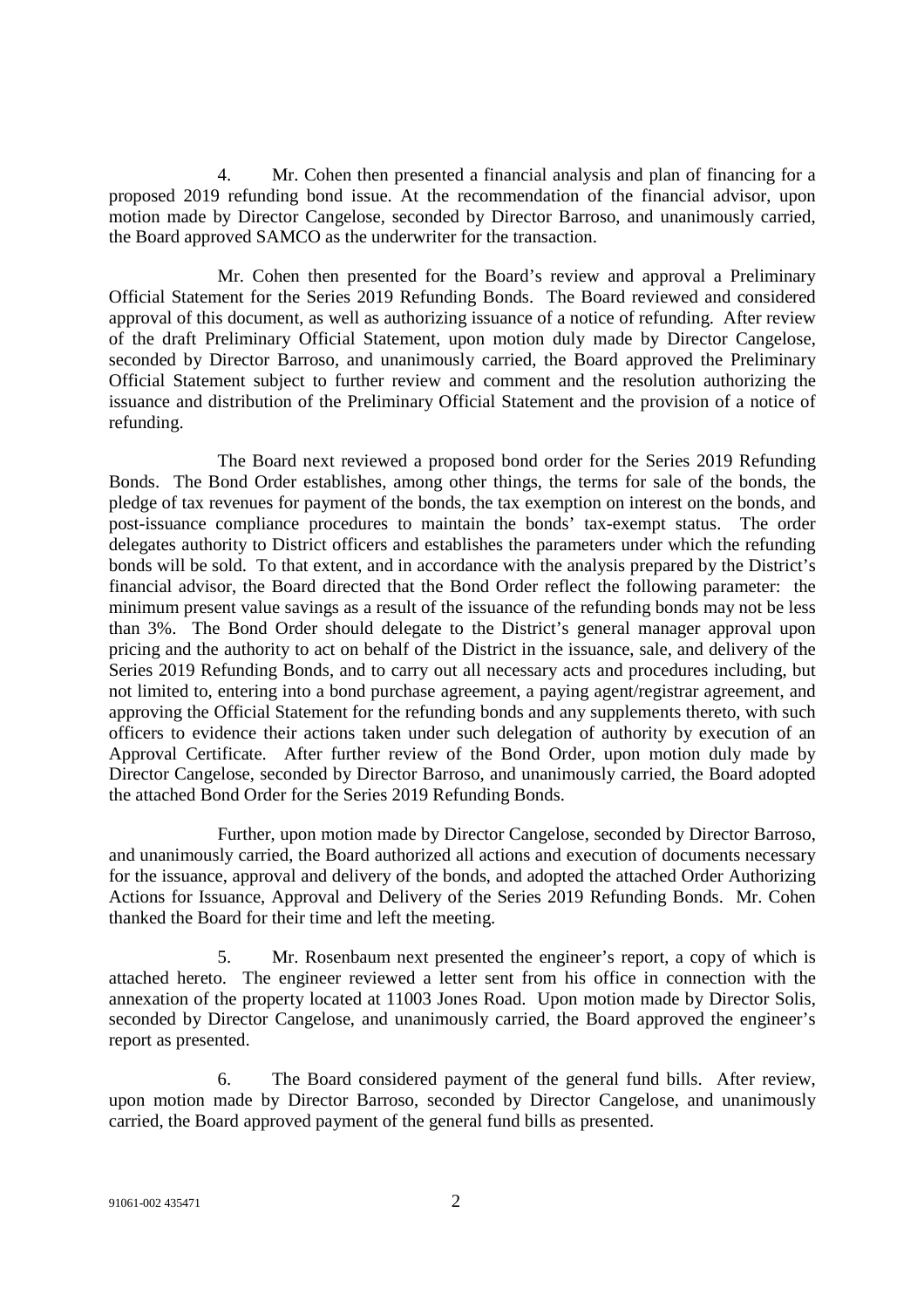4. Mr. Cohen then presented a financial analysis and plan of financing for a proposed 2019 refunding bond issue. At the recommendation of the financial advisor, upon motion made by Director Cangelose, seconded by Director Barroso, and unanimously carried, the Board approved SAMCO as the underwriter for the transaction.

Mr. Cohen then presented for the Board's review and approval a Preliminary Official Statement for the Series 2019 Refunding Bonds. The Board reviewed and considered approval of this document, as well as authorizing issuance of a notice of refunding. After review of the draft Preliminary Official Statement, upon motion duly made by Director Cangelose, seconded by Director Barroso, and unanimously carried, the Board approved the Preliminary Official Statement subject to further review and comment and the resolution authorizing the issuance and distribution of the Preliminary Official Statement and the provision of a notice of refunding.

The Board next reviewed a proposed bond order for the Series 2019 Refunding Bonds. The Bond Order establishes, among other things, the terms for sale of the bonds, the pledge of tax revenues for payment of the bonds, the tax exemption on interest on the bonds, and post-issuance compliance procedures to maintain the bonds' tax-exempt status. The order delegates authority to District officers and establishes the parameters under which the refunding bonds will be sold. To that extent, and in accordance with the analysis prepared by the District's financial advisor, the Board directed that the Bond Order reflect the following parameter: the minimum present value savings as a result of the issuance of the refunding bonds may not be less than 3%. The Bond Order should delegate to the District's general manager approval upon pricing and the authority to act on behalf of the District in the issuance, sale, and delivery of the Series 2019 Refunding Bonds, and to carry out all necessary acts and procedures including, but not limited to, entering into a bond purchase agreement, a paying agent/registrar agreement, and approving the Official Statement for the refunding bonds and any supplements thereto, with such officers to evidence their actions taken under such delegation of authority by execution of an Approval Certificate. After further review of the Bond Order, upon motion duly made by Director Cangelose, seconded by Director Barroso, and unanimously carried, the Board adopted the attached Bond Order for the Series 2019 Refunding Bonds.

Further, upon motion made by Director Cangelose, seconded by Director Barroso, and unanimously carried, the Board authorized all actions and execution of documents necessary for the issuance, approval and delivery of the bonds, and adopted the attached Order Authorizing Actions for Issuance, Approval and Delivery of the Series 2019 Refunding Bonds. Mr. Cohen thanked the Board for their time and left the meeting.

5. Mr. Rosenbaum next presented the engineer's report, a copy of which is attached hereto. The engineer reviewed a letter sent from his office in connection with the annexation of the property located at 11003 Jones Road. Upon motion made by Director Solis, seconded by Director Cangelose, and unanimously carried, the Board approved the engineer's report as presented.

6. The Board considered payment of the general fund bills. After review, upon motion made by Director Barroso, seconded by Director Cangelose, and unanimously carried, the Board approved payment of the general fund bills as presented.

91061-002 435471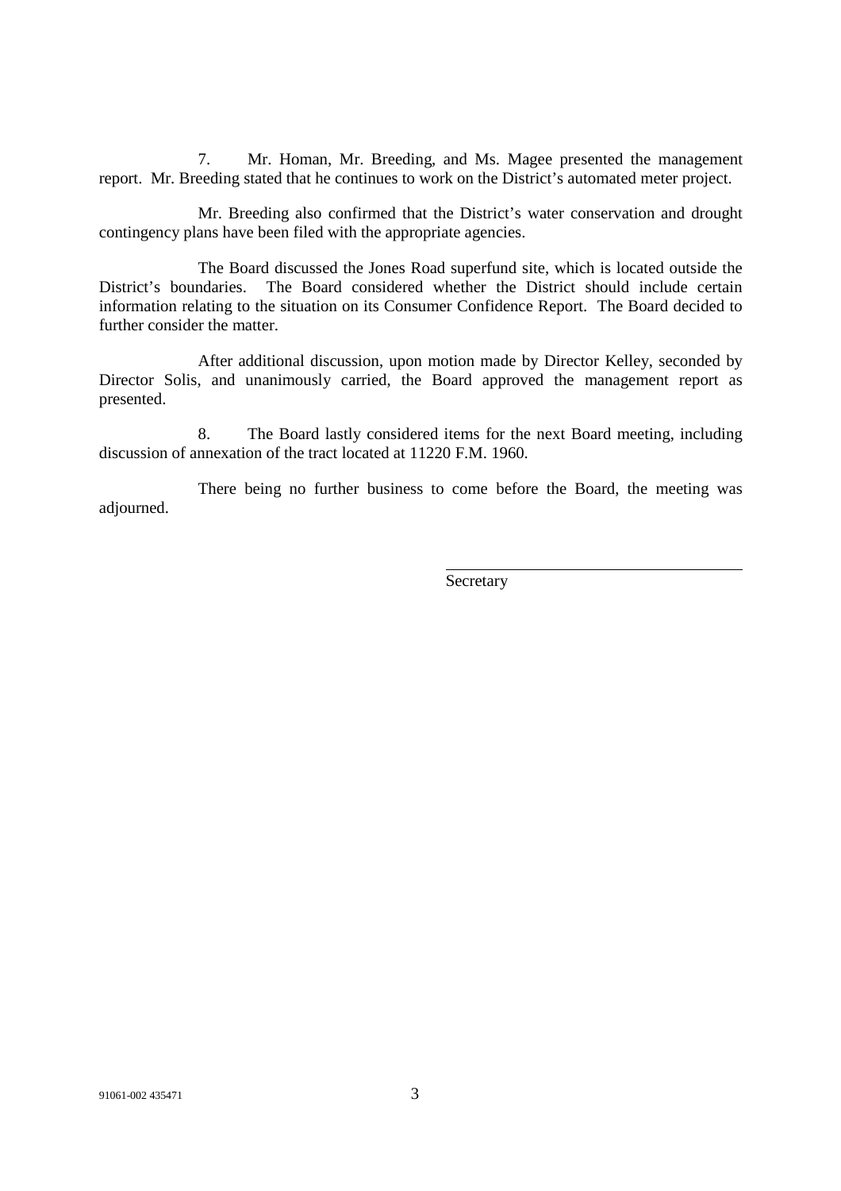7. Mr. Homan, Mr. Breeding, and Ms. Magee presented the management report. Mr. Breeding stated that he continues to work on the District's automated meter project.

Mr. Breeding also confirmed that the District's water conservation and drought contingency plans have been filed with the appropriate agencies.

The Board discussed the Jones Road superfund site, which is located outside the District's boundaries. The Board considered whether the District should include certain information relating to the situation on its Consumer Confidence Report. The Board decided to further consider the matter.

After additional discussion, upon motion made by Director Kelley, seconded by Director Solis, and unanimously carried, the Board approved the management report as presented.

8. The Board lastly considered items for the next Board meeting, including discussion of annexation of the tract located at 11220 F.M. 1960.

There being no further business to come before the Board, the meeting was adjourned.

\_\_\_\_\_\_\_\_\_\_\_\_\_\_\_\_\_\_\_\_\_\_\_\_\_\_\_\_\_\_\_\_\_\_\_\_

Secretary

91061-002 435471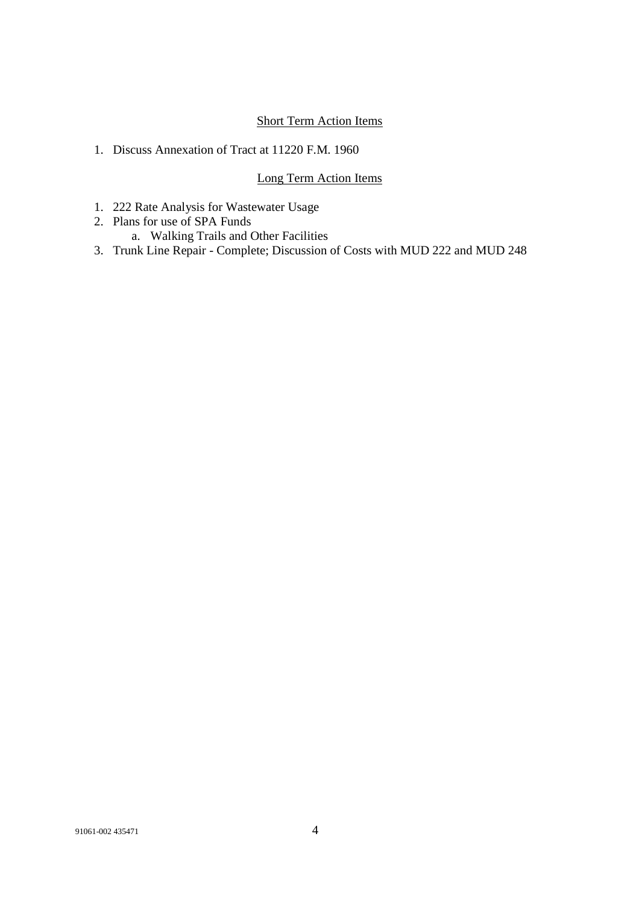## Short Term Action Items

1. Discuss Annexation of Tract at 11220 F.M. 1960

## Long Term Action Items

1. 222 Rate Analysis for Wastewater Usage
2. Plans for use of SPA Funds
    a. Walking Trails and Other Facilities
3. Trunk Line Repair - Complete; Discussion of Costs with MUD 222 and MUD 248

91061-002 435471